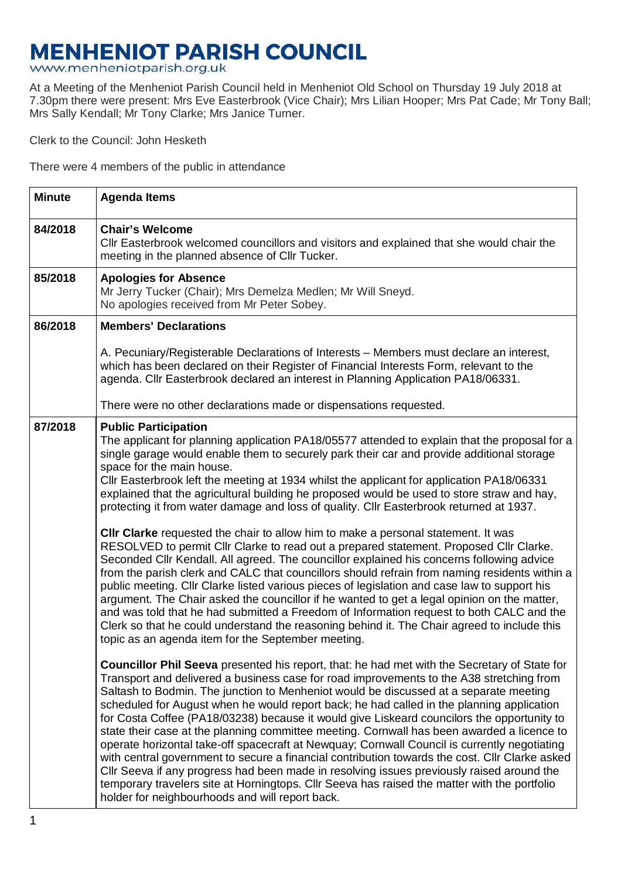# MENHENIOT PARISH COUNCIL

www.menheniotparish.org.uk

At a Meeting of the Menheniot Parish Council held in Menheniot Old School on Thursday 19 July 2018 at 7.30pm there were present: Mrs Eve Easterbrook (Vice Chair); Mrs Lilian Hooper; Mrs Pat Cade; Mr Tony Ball; Mrs Sally Kendall; Mr Tony Clarke; Mrs Janice Turner.

Clerk to the Council: John Hesketh

There were 4 members of the public in attendance

| Minute | Agenda Items |
|---|---|
| 84/2018 | **Chair's Welcome**<br>Cllr Easterbrook welcomed councillors and visitors and explained that she would chair the meeting in the planned absence of Cllr Tucker. |
| 85/2018 | **Apologies for Absence**<br>Mr Jerry Tucker (Chair); Mrs Demelza Medlen; Mr Will Sneyd.<br>No apologies received from Mr Peter Sobey. |
| 86/2018 | **Members' Declarations**<br><br>A. Pecuniary/Registerable Declarations of Interests – Members must declare an interest, which has been declared on their Register of Financial Interests Form, relevant to the agenda. Cllr Easterbrook declared an interest in Planning Application PA18/06331.<br><br>There were no other declarations made or dispensations requested. |
| 87/2018 | **Public Participation**<br>The applicant for planning application PA18/05577 attended to explain that the proposal for a single garage would enable them to securely park their car and provide additional storage space for the main house.<br>Cllr Easterbrook left the meeting at 1934 whilst the applicant for application PA18/06331 explained that the agricultural building he proposed would be used to store straw and hay, protecting it from water damage and loss of quality. Cllr Easterbrook returned at 1937.<br><br>**Cllr Clarke** requested the chair to allow him to make a personal statement. It was RESOLVED to permit Cllr Clarke to read out a prepared statement. Proposed Cllr Clarke. Seconded Cllr Kendall. All agreed. The councillor explained his concerns following advice from the parish clerk and CALC that councillors should refrain from naming residents within a public meeting. Cllr Clarke listed various pieces of legislation and case law to support his argument. The Chair asked the councillor if he wanted to get a legal opinion on the matter, and was told that he had submitted a Freedom of Information request to both CALC and the Clerk so that he could understand the reasoning behind it. The Chair agreed to include this topic as an agenda item for the September meeting.<br><br>**Councillor Phil Seeva** presented his report, that: he had met with the Secretary of State for Transport and delivered a business case for road improvements to the A38 stretching from Saltash to Bodmin. The junction to Menheniot would be discussed at a separate meeting scheduled for August when he would report back; he had called in the planning application for Costa Coffee (PA18/03238) because it would give Liskeard councilors the opportunity to state their case at the planning committee meeting. Cornwall has been awarded a licence to operate horizontal take-off spacecraft at Newquay; Cornwall Council is currently negotiating with central government to secure a financial contribution towards the cost. Cllr Clarke asked Cllr Seeva if any progress had been made in resolving issues previously raised around the temporary travelers site at Horningtops. Cllr Seeva has raised the matter with the portfolio holder for neighbourhoods and will report back. |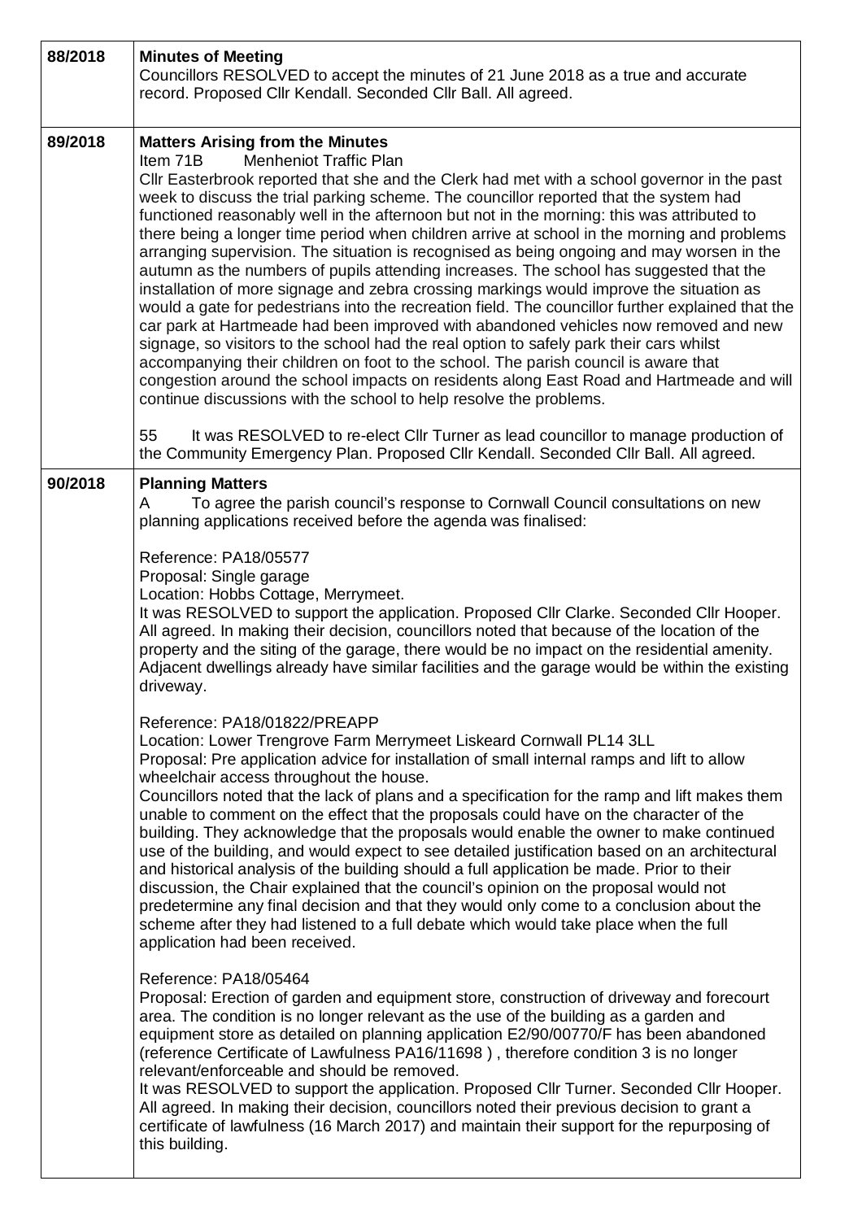| | |
|---|---|
| 88/2018 | **Minutes of Meeting**<br>Councillors RESOLVED to accept the minutes of 21 June 2018 as a true and accurate record. Proposed Cllr Kendall. Seconded Cllr Ball. All agreed. |
| 89/2018 | **Matters Arising from the Minutes**<br>Item 71B Menheniot Traffic Plan<br>Cllr Easterbrook reported that she and the Clerk had met with a school governor in the past week to discuss the trial parking scheme. The councillor reported that the system had functioned reasonably well in the afternoon but not in the morning: this was attributed to there being a longer time period when children arrive at school in the morning and problems arranging supervision. The situation is recognised as being ongoing and may worsen in the autumn as the numbers of pupils attending increases. The school has suggested that the installation of more signage and zebra crossing markings would improve the situation as would a gate for pedestrians into the recreation field. The councillor further explained that the car park at Hartmeade had been improved with abandoned vehicles now removed and new signage, so visitors to the school had the real option to safely park their cars whilst accompanying their children on foot to the school. The parish council is aware that congestion around the school impacts on residents along East Road and Hartmeade and will continue discussions with the school to help resolve the problems.<br><br>55 It was RESOLVED to re-elect Cllr Turner as lead councillor to manage production of the Community Emergency Plan. Proposed Cllr Kendall. Seconded Cllr Ball. All agreed. |
| 90/2018 | **Planning Matters**<br>A To agree the parish council's response to Cornwall Council consultations on new planning applications received before the agenda was finalised:<br><br>Reference: PA18/05577<br>Proposal: Single garage<br>Location: Hobbs Cottage, Merrymeet.<br>It was RESOLVED to support the application. Proposed Cllr Clarke. Seconded Cllr Hooper. All agreed. In making their decision, councillors noted that because of the location of the property and the siting of the garage, there would be no impact on the residential amenity. Adjacent dwellings already have similar facilities and the garage would be within the existing driveway.<br><br>Reference: PA18/01822/PREAPP<br>Location: Lower Trengrove Farm Merrymeet Liskeard Cornwall PL14 3LL<br>Proposal: Pre application advice for installation of small internal ramps and lift to allow wheelchair access throughout the house.<br>Councillors noted that the lack of plans and a specification for the ramp and lift makes them unable to comment on the effect that the proposals could have on the character of the building. They acknowledge that the proposals would enable the owner to make continued use of the building, and would expect to see detailed justification based on an architectural and historical analysis of the building should a full application be made. Prior to their discussion, the Chair explained that the council's opinion on the proposal would not predetermine any final decision and that they would only come to a conclusion about the scheme after they had listened to a full debate which would take place when the full application had been received.<br><br>Reference: PA18/05464<br>Proposal: Erection of garden and equipment store, construction of driveway and forecourt area. The condition is no longer relevant as the use of the building as a garden and equipment store as detailed on planning application E2/90/00770/F has been abandoned (reference Certificate of Lawfulness PA16/11698 ) , therefore condition 3 is no longer relevant/enforceable and should be removed.<br>It was RESOLVED to support the application. Proposed Cllr Turner. Seconded Cllr Hooper. All agreed. In making their decision, councillors noted their previous decision to grant a certificate of lawfulness (16 March 2017) and maintain their support for the repurposing of this building. |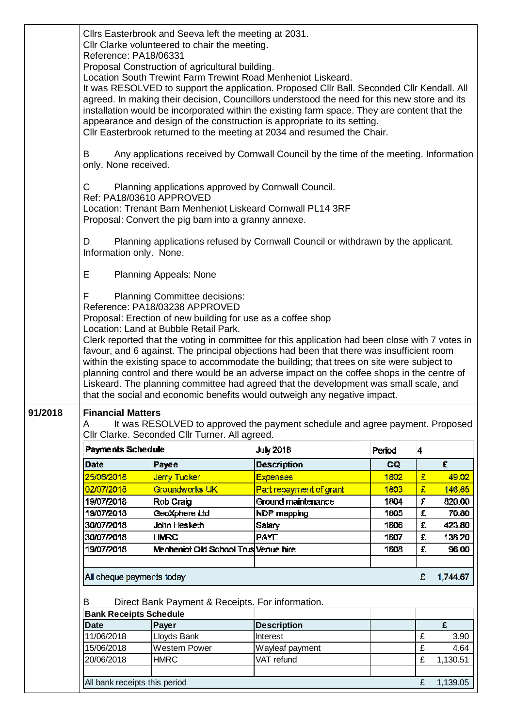Cllrs Easterbrook and Seeva left the meeting at 2031.
Cllr Clarke volunteered to chair the meeting.
Reference: PA18/06331
Proposal Construction of agricultural building.
Location South Trewint Farm Trewint Road Menheniot Liskeard.
It was RESOLVED to support the application. Proposed Cllr Ball. Seconded Cllr Kendall. All agreed. In making their decision, Councillors understood the need for this new store and its installation would be incorporated within the existing farm space. They are content that the appearance and design of the construction is appropriate to its setting.
Cllr Easterbrook returned to the meeting at 2034 and resumed the Chair.

B Any applications received by Cornwall Council by the time of the meeting. Information only. None received.

C Planning applications approved by Cornwall Council.
Ref: PA18/03610 APPROVED
Location: Trenant Barn Menheniot Liskeard Cornwall PL14 3RF
Proposal: Convert the pig barn into a granny annexe.

D Planning applications refused by Cornwall Council or withdrawn by the applicant. Information only. None.

E Planning Appeals: None

F Planning Committee decisions:
Reference: PA18/03238 APPROVED
Proposal: Erection of new building for use as a coffee shop
Location: Land at Bubble Retail Park.
Clerk reported that the voting in committee for this application had been close with 7 votes in favour, and 6 against. The principal objections had been that there was insufficient room within the existing space to accommodate the building; that trees on site were subject to planning control and there would be an adverse impact on the coffee shops in the centre of Liskeard. The planning committee had agreed that the development was small scale, and that the social and economic benefits would outweigh any negative impact.

**91/2018** **Financial Matters**

A It was RESOLVED to approved the payment schedule and agree payment. Proposed Cllr Clarke. Seconded Cllr Turner. All agreed.

| **Payments Schedule** | | July 2018 | Period | 4 | |
|---|---|---|---|---|---|
| **Date** | **Payee** | **Description** | **CQ** | | **£** |
| 25/06/2018 | Jerry Tucker | Expenses | 1802 | £ | 49.02 |
| 02/07/2018 | Groundworks UK | Part repayment of grant | 1803 | £ | 146.85 |
| 19/07/2018 | Rob Craig | Ground maintenance | 1804 | £ | 820.00 |
| 19/07/2018 | GeoXphere Ltd | NDP mapping | 1805 | £ | 70.80 |
| 30/07/2018 | John Hesketh | Salary | 1806 | £ | 423.80 |
| 30/07/2018 | HMRC | PAYE | 1807 | £ | 138.20 |
| 19/07/2018 | Menheniot Old School Trus | Venue hire | 1808 | £ | 96.00 |
| | | | | | |
| All cheque payments today | | | | £ | 1,744.67 |

B Direct Bank Payment & Receipts. For information.

| **Bank Receipts Schedule** | | | | | |
|---|---|---|---|---|---|
| **Date** | **Payer** | **Description** | | | **£** |
| 11/06/2018 | Lloyds Bank | Interest | | £ | 3.90 |
| 15/06/2018 | Western Power | Wayleaf payment | | £ | 4.64 |
| 20/06/2018 | HMRC | VAT refund | | £ | 1,130.51 |
| | | | | | |
| All bank receipts this period | | | | £ | 1,139.05 |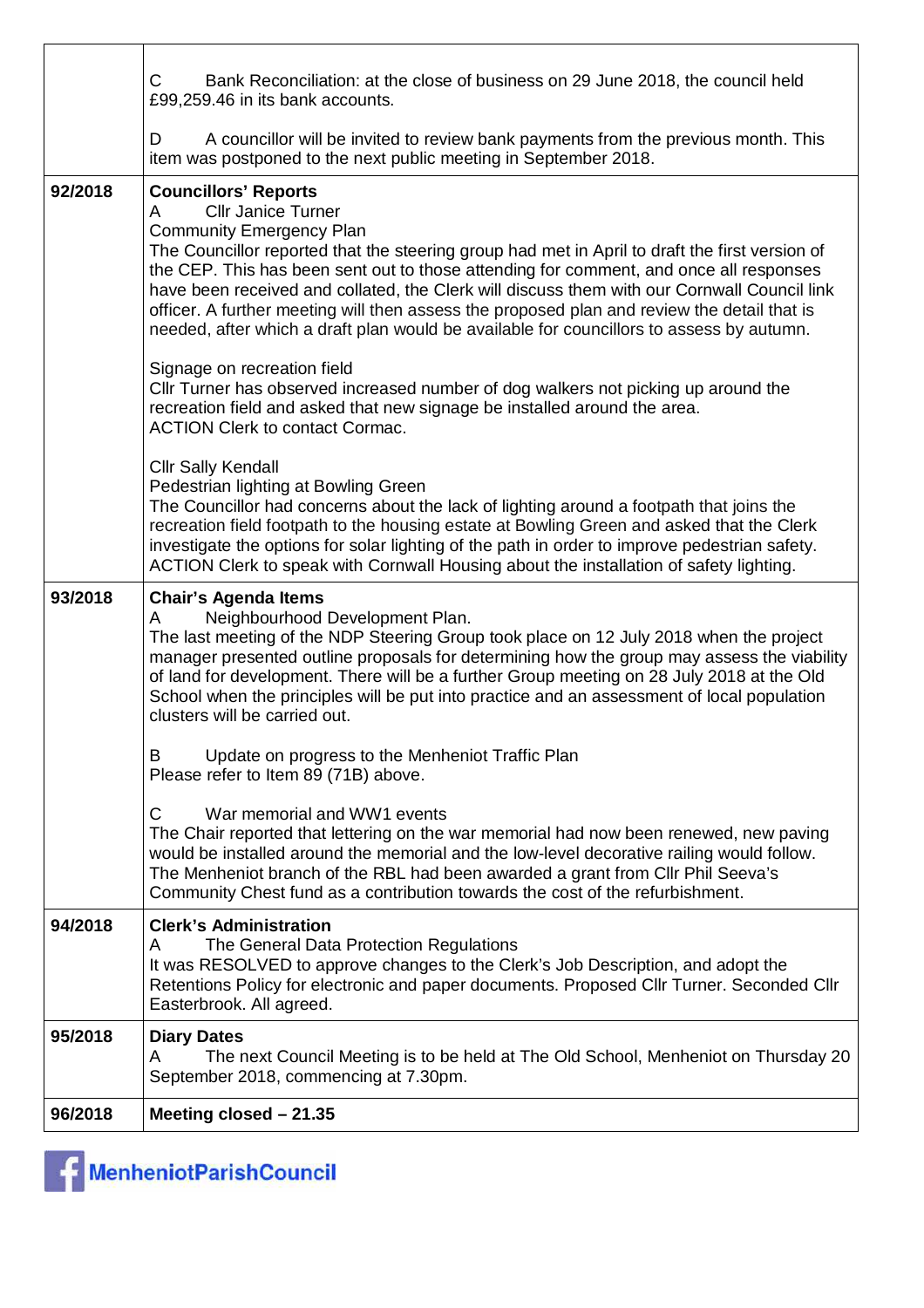| | |
|---|---|
| | C Bank Reconciliation: at the close of business on 29 June 2018, the council held £99,259.46 in its bank accounts.<br><br>D A councillor will be invited to review bank payments from the previous month. This item was postponed to the next public meeting in September 2018. |
| 92/2018 | **Councillors' Reports**<br>A Cllr Janice Turner<br>Community Emergency Plan<br>The Councillor reported that the steering group had met in April to draft the first version of the CEP. This has been sent out to those attending for comment, and once all responses have been received and collated, the Clerk will discuss them with our Cornwall Council link officer. A further meeting will then assess the proposed plan and review the detail that is needed, after which a draft plan would be available for councillors to assess by autumn.<br><br>Signage on recreation field<br>Cllr Turner has observed increased number of dog walkers not picking up around the recreation field and asked that new signage be installed around the area.<br>ACTION Clerk to contact Cormac.<br><br>Cllr Sally Kendall<br>Pedestrian lighting at Bowling Green<br>The Councillor had concerns about the lack of lighting around a footpath that joins the recreation field footpath to the housing estate at Bowling Green and asked that the Clerk investigate the options for solar lighting of the path in order to improve pedestrian safety.<br>ACTION Clerk to speak with Cornwall Housing about the installation of safety lighting. |
| 93/2018 | **Chair's Agenda Items**<br>A Neighbourhood Development Plan.<br>The last meeting of the NDP Steering Group took place on 12 July 2018 when the project manager presented outline proposals for determining how the group may assess the viability of land for development. There will be a further Group meeting on 28 July 2018 at the Old School when the principles will be put into practice and an assessment of local population clusters will be carried out.<br><br>B Update on progress to the Menheniot Traffic Plan<br>Please refer to Item 89 (71B) above.<br><br>C War memorial and WW1 events<br>The Chair reported that lettering on the war memorial had now been renewed, new paving would be installed around the memorial and the low-level decorative railing would follow. The Menheniot branch of the RBL had been awarded a grant from Cllr Phil Seeva's Community Chest fund as a contribution towards the cost of the refurbishment. |
| 94/2018 | **Clerk's Administration**<br>A The General Data Protection Regulations<br>It was RESOLVED to approve changes to the Clerk's Job Description, and adopt the Retentions Policy for electronic and paper documents. Proposed Cllr Turner. Seconded Cllr Easterbrook. All agreed. |
| 95/2018 | **Diary Dates**<br>A The next Council Meeting is to be held at The Old School, Menheniot on Thursday 20 September 2018, commencing at 7.30pm. |
| 96/2018 | **Meeting closed – 21.35** |

MenheniotParishCouncil